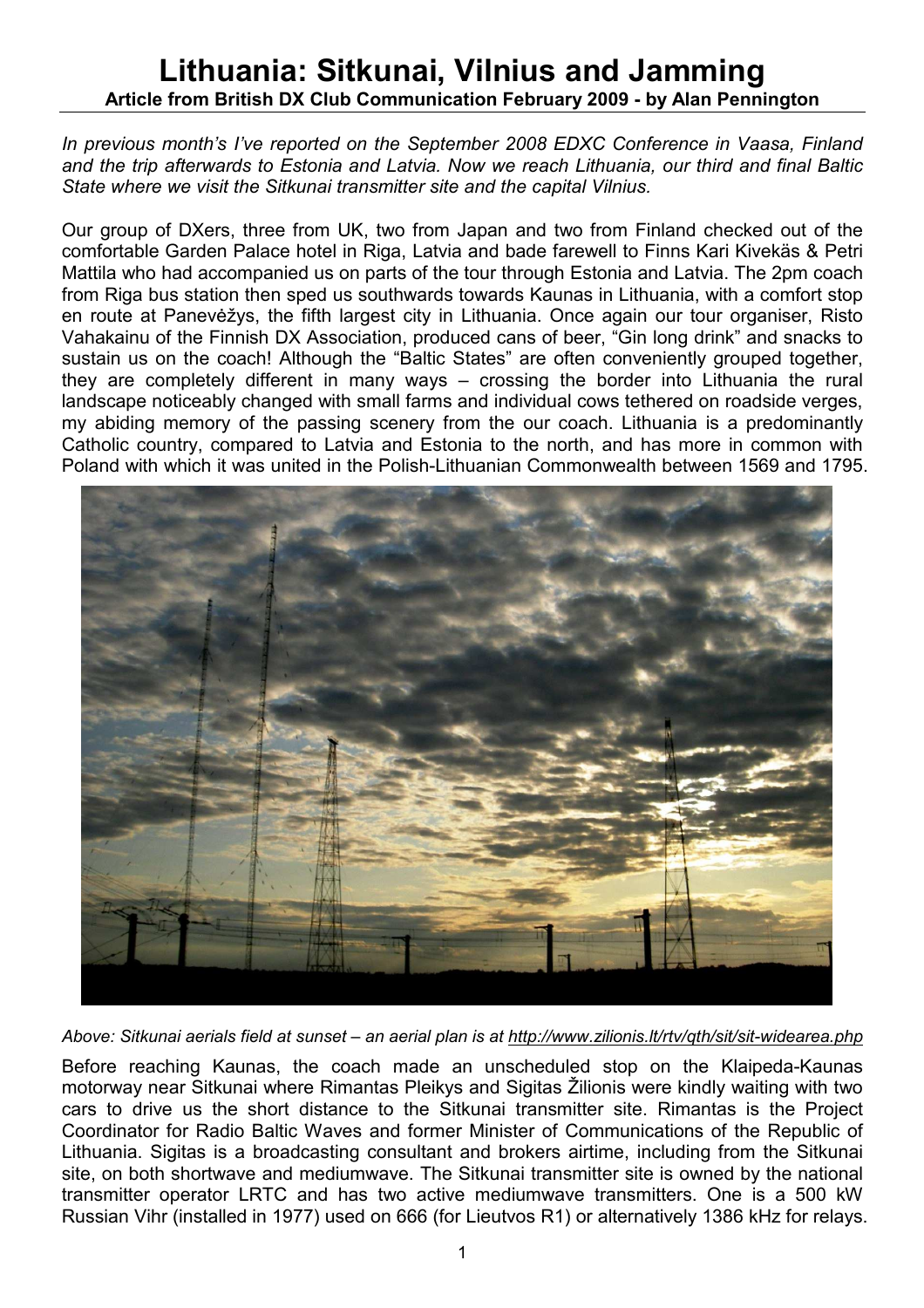# Lithuania: Sitkunai, Vilnius and Jamming

**Article from British DX Club Communication February 2009 - by Alan Pennington**

*In previous month's I've reported on the September 2008 EDXC Conference in Vaasa, Finland and the trip afterwards to Estonia and Latvia. Now we reach Lithuania, our third and final Baltic State where we visit the Sitkunai transmitter site and the capital Vilnius.*

Our group of DXers, three from UK, two from Japan and two from Finland checked out of the comfortable Garden Palace hotel in Riga, Latvia and bade farewell to Finns Kari Kivekäs & Petri Mattila who had accompanied us on parts of the tour through Estonia and Latvia. The 2pm coach from Riga bus station then sped us southwards towards Kaunas in Lithuania, with a comfort stop en route at Panevėžys, the fifth largest city in Lithuania. Once again our tour organiser, Risto Vahakainu of the Finnish DX Association, produced cans of beer, "Gin long drink" and snacks to sustain us on the coach! Although the "Baltic States" are often conveniently grouped together, they are completely different in many ways – crossing the border into Lithuania the rural landscape noticeably changed with small farms and individual cows tethered on roadside verges, my abiding memory of the passing scenery from the our coach. Lithuania is a predominantly Catholic country, compared to Latvia and Estonia to the north, and has more in common with Poland with which it was united in the Polish-Lithuanian Commonwealth between 1569 and 1795.

*Above: Sitkunai aerials field at sunset – an aerial plan is at http://www.zilionis.lt/rtv/qth/sit/sit-widearea.php*

Before reaching Kaunas, the coach made an unscheduled stop on the Klaipeda-Kaunas motorway near Sitkunai where Rimantas Pleikys and Sigitas Žilionis were kindly waiting with two cars to drive us the short distance to the Sitkunai transmitter site. Rimantas is the Project Coordinator for Radio Baltic Waves and former Minister of Communications of the Republic of Lithuania. Sigitas is a broadcasting consultant and brokers airtime, including from the Sitkunai site, on both shortwave and mediumwave. The Sitkunai transmitter site is owned by the national transmitter operator LRTC and has two active mediumwave transmitters. One is a 500 kW Russian Vihr (installed in 1977) used on 666 (for Lieutvos R1) or alternatively 1386 kHz for relays.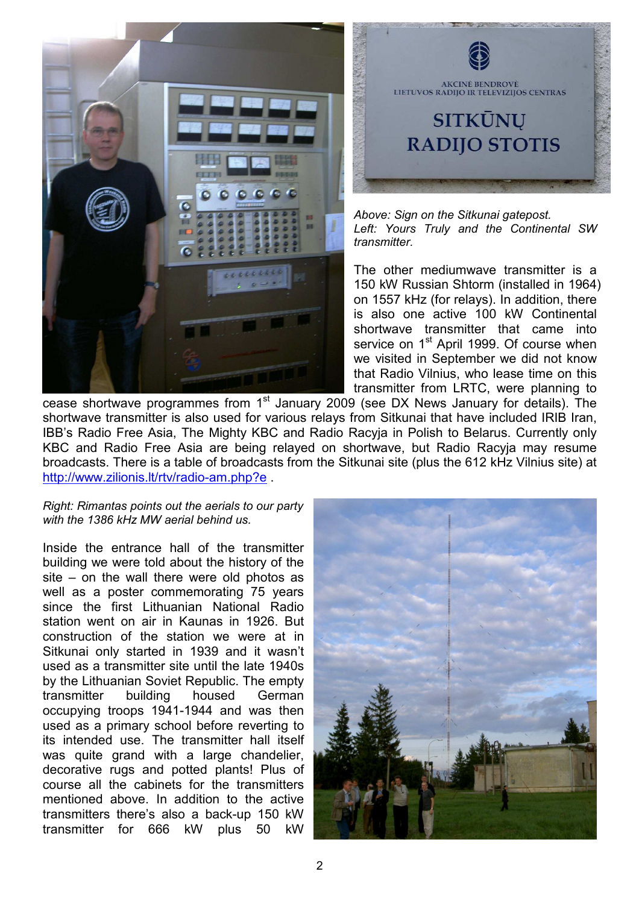*Above: Sign on the Sitkunai gatepost.*
*Left: Yours Truly and the Continental SW transmitter.*

The other mediumwave transmitter is a 150 kW Russian Shtorm (installed in 1964) on 1557 kHz (for relays). In addition, there is also one active 100 kW Continental shortwave transmitter that came into service on 1st April 1999. Of course when we visited in September we did not know that Radio Vilnius, who lease time on this transmitter from LRTC, were planning to cease shortwave programmes from 1st January 2009 (see DX News January for details). The shortwave transmitter is also used for various relays from Sitkunai that have included IRIB Iran, IBB's Radio Free Asia, The Mighty KBC and Radio Racyja in Polish to Belarus. Currently only KBC and Radio Free Asia are being relayed on shortwave, but Radio Racyja may resume broadcasts. There is a table of broadcasts from the Sitkunai site (plus the 612 kHz Vilnius site) at http://www.zilionis.lt/rtv/radio-am.php?e .

*Right: Rimantas points out the aerials to our party with the 1386 kHz MW aerial behind us.*

Inside the entrance hall of the transmitter building we were told about the history of the site – on the wall there were old photos as well as a poster commemorating 75 years since the first Lithuanian National Radio station went on air in Kaunas in 1926. But construction of the station we were at in Sitkunai only started in 1939 and it wasn't used as a transmitter site until the late 1940s by the Lithuanian Soviet Republic. The empty transmitter building housed German occupying troops 1941-1944 and was then used as a primary school before reverting to its intended use. The transmitter hall itself was quite grand with a large chandelier, decorative rugs and potted plants! Plus of course all the cabinets for the transmitters mentioned above. In addition to the active transmitters there's also a back-up 150 kW transmitter for 666 kW plus 50 kW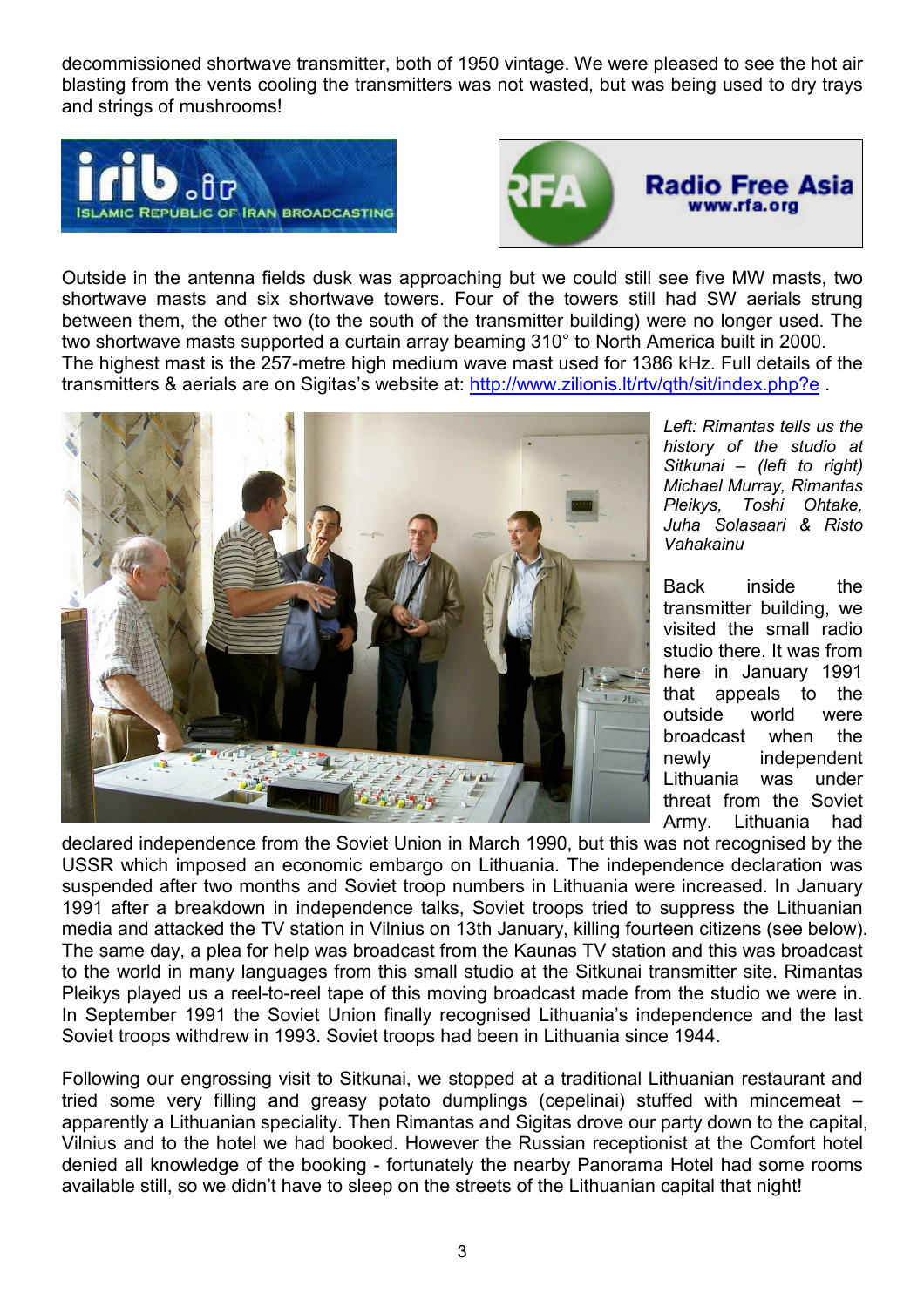decommissioned shortwave transmitter, both of 1950 vintage. We were pleased to see the hot air blasting from the vents cooling the transmitters was not wasted, but was being used to dry trays and strings of mushrooms!

Outside in the antenna fields dusk was approaching but we could still see five MW masts, two shortwave masts and six shortwave towers. Four of the towers still had SW aerials strung between them, the other two (to the south of the transmitter building) were no longer used. The two shortwave masts supported a curtain array beaming 310° to North America built in 2000.
The highest mast is the 257-metre high medium wave mast used for 1386 kHz. Full details of the transmitters & aerials are on Sigitas's website at: http://www.zilionis.lt/rtv/qth/sit/index.php?e .

*Left: Rimantas tells us the history of the studio at Sitkunai – (left to right) Michael Murray, Rimantas Pleikys, Toshi Ohtake, Juha Solasaari & Risto Vahakainu*

Back inside the transmitter building, we visited the small radio studio there. It was from here in January 1991 that appeals to the outside world were broadcast when the newly independent Lithuania was under threat from the Soviet Army. Lithuania had declared independence from the Soviet Union in March 1990, but this was not recognised by the USSR which imposed an economic embargo on Lithuania. The independence declaration was suspended after two months and Soviet troop numbers in Lithuania were increased. In January 1991 after a breakdown in independence talks, Soviet troops tried to suppress the Lithuanian media and attacked the TV station in Vilnius on 13th January, killing fourteen citizens (see below). The same day, a plea for help was broadcast from the Kaunas TV station and this was broadcast to the world in many languages from this small studio at the Sitkunai transmitter site. Rimantas Pleikys played us a reel-to-reel tape of this moving broadcast made from the studio we were in. In September 1991 the Soviet Union finally recognised Lithuania's independence and the last Soviet troops withdrew in 1993. Soviet troops had been in Lithuania since 1944.

Following our engrossing visit to Sitkunai, we stopped at a traditional Lithuanian restaurant and tried some very filling and greasy potato dumplings (cepelinai) stuffed with mincemeat – apparently a Lithuanian speciality. Then Rimantas and Sigitas drove our party down to the capital, Vilnius and to the hotel we had booked. However the Russian receptionist at the Comfort hotel denied all knowledge of the booking - fortunately the nearby Panorama Hotel had some rooms available still, so we didn't have to sleep on the streets of the Lithuanian capital that night!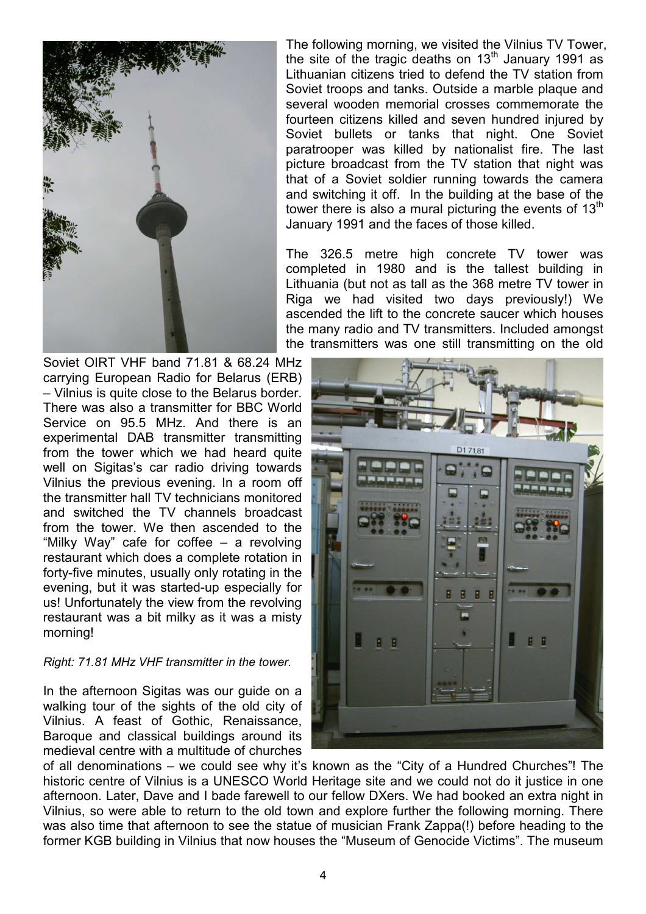The following morning, we visited the Vilnius TV Tower, the site of the tragic deaths on 13th January 1991 as Lithuanian citizens tried to defend the TV station from Soviet troops and tanks. Outside a marble plaque and several wooden memorial crosses commemorate the fourteen citizens killed and seven hundred injured by Soviet bullets or tanks that night. One Soviet paratrooper was killed by nationalist fire. The last picture broadcast from the TV station that night was that of a Soviet soldier running towards the camera and switching it off. In the building at the base of the tower there is also a mural picturing the events of 13th January 1991 and the faces of those killed.

The 326.5 metre high concrete TV tower was completed in 1980 and is the tallest building in Lithuania (but not as tall as the 368 metre TV tower in Riga we had visited two days previously!) We ascended the lift to the concrete saucer which houses the many radio and TV transmitters. Included amongst the transmitters was one still transmitting on the old Soviet OIRT VHF band 71.81 & 68.24 MHz carrying European Radio for Belarus (ERB) – Vilnius is quite close to the Belarus border. There was also a transmitter for BBC World Service on 95.5 MHz. And there is an experimental DAB transmitter transmitting from the tower which we had heard quite well on Sigitas's car radio driving towards Vilnius the previous evening. In a room off the transmitter hall TV technicians monitored and switched the TV channels broadcast from the tower. We then ascended to the "Milky Way" cafe for coffee – a revolving restaurant which does a complete rotation in forty-five minutes, usually only rotating in the evening, but it was started-up especially for us! Unfortunately the view from the revolving restaurant was a bit milky as it was a misty morning!

*Right: 71.81 MHz VHF transmitter in the tower.*

In the afternoon Sigitas was our guide on a walking tour of the sights of the old city of Vilnius. A feast of Gothic, Renaissance, Baroque and classical buildings around its medieval centre with a multitude of churches of all denominations – we could see why it's known as the "City of a Hundred Churches"! The historic centre of Vilnius is a UNESCO World Heritage site and we could not do it justice in one afternoon. Later, Dave and I bade farewell to our fellow DXers. We had booked an extra night in Vilnius, so were able to return to the old town and explore further the following morning. There was also time that afternoon to see the statue of musician Frank Zappa(!) before heading to the former KGB building in Vilnius that now houses the "Museum of Genocide Victims". The museum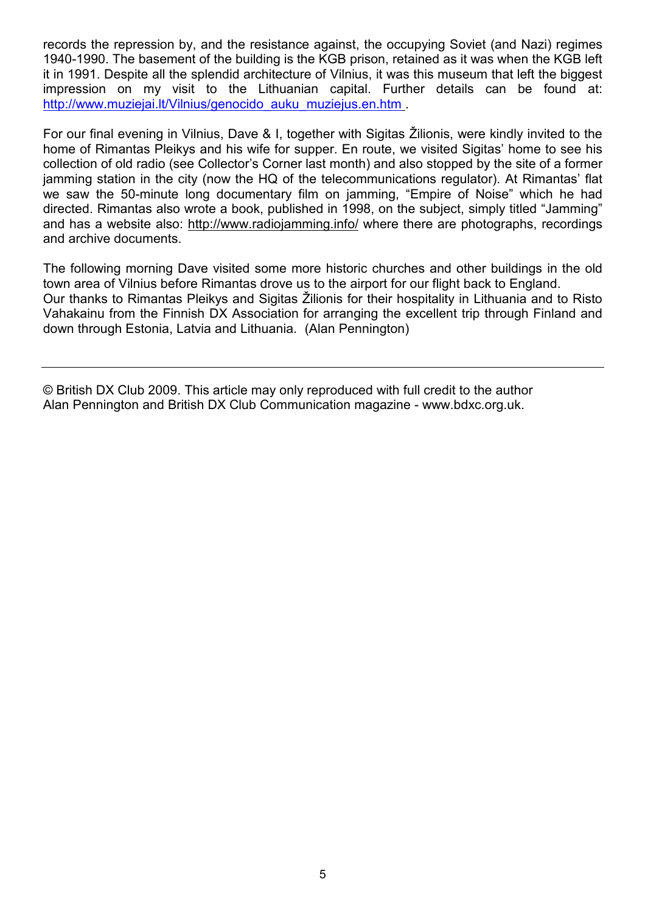records the repression by, and the resistance against, the occupying Soviet (and Nazi) regimes 1940-1990. The basement of the building is the KGB prison, retained as it was when the KGB left it in 1991. Despite all the splendid architecture of Vilnius, it was this museum that left the biggest impression on my visit to the Lithuanian capital. Further details can be found at: http://www.muziejai.lt/Vilnius/genocido_auku_muziejus.en.htm .

For our final evening in Vilnius, Dave & I, together with Sigitas Žilionis, were kindly invited to the home of Rimantas Pleikys and his wife for supper. En route, we visited Sigitas' home to see his collection of old radio (see Collector's Corner last month) and also stopped by the site of a former jamming station in the city (now the HQ of the telecommunications regulator). At Rimantas' flat we saw the 50-minute long documentary film on jamming, "Empire of Noise" which he had directed. Rimantas also wrote a book, published in 1998, on the subject, simply titled "Jamming" and has a website also: http://www.radiojamming.info/ where there are photographs, recordings and archive documents.

The following morning Dave visited some more historic churches and other buildings in the old town area of Vilnius before Rimantas drove us to the airport for our flight back to England.
Our thanks to Rimantas Pleikys and Sigitas Žilionis for their hospitality in Lithuania and to Risto Vahakainu from the Finnish DX Association for arranging the excellent trip through Finland and down through Estonia, Latvia and Lithuania. (Alan Pennington)

---

© British DX Club 2009. This article may only reproduced with full credit to the author Alan Pennington and British DX Club Communication magazine - www.bdxc.org.uk.